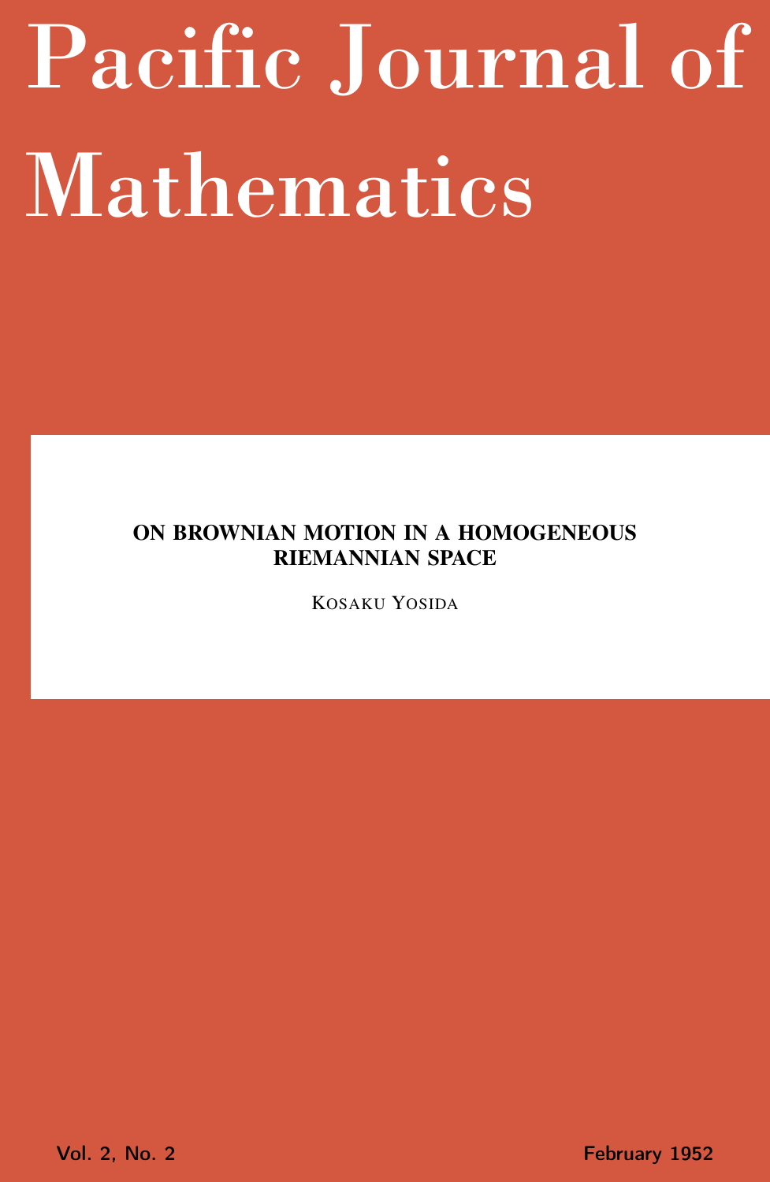# Pacific Journal of Mathematics

## ON BROWNIAN MOTION IN A HOMOGENEOUS RIEMANNIAN SPACE

KOSAKU YOSIDA

Vol. 2, No. 2 February 1952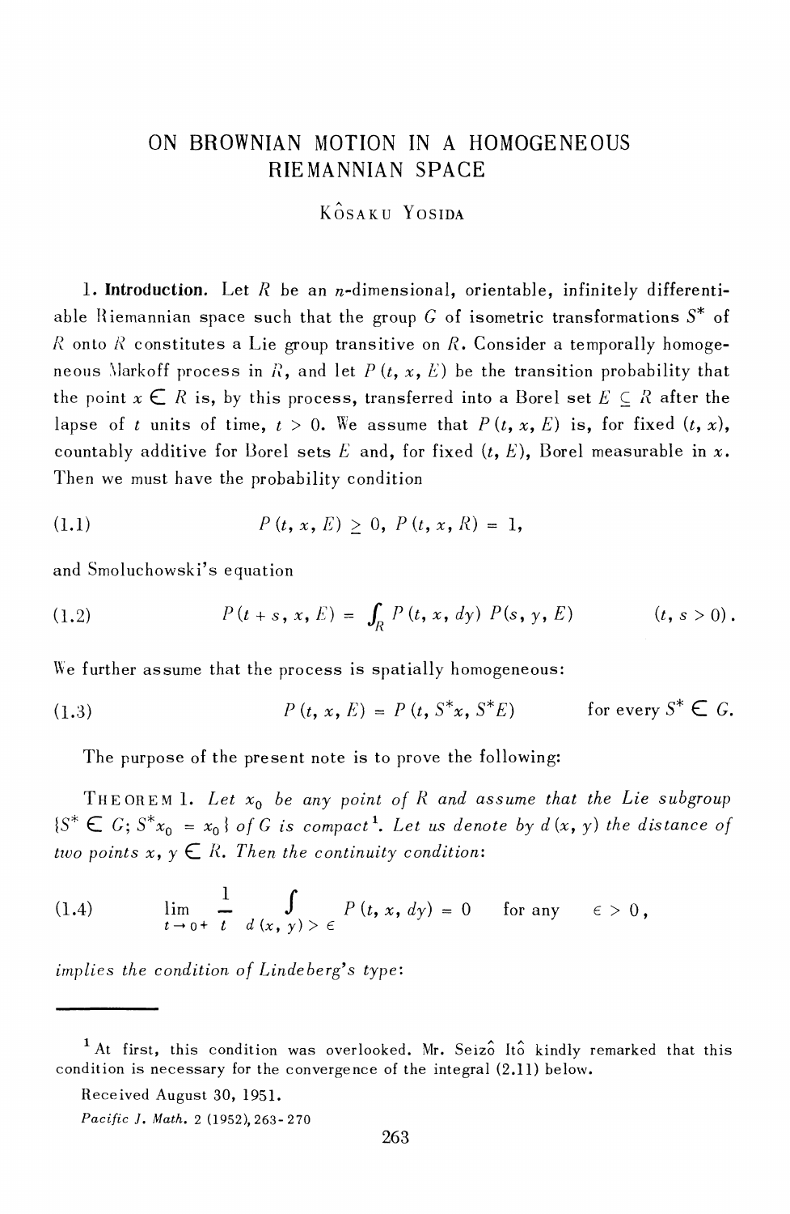# ON BROWNIAN MOTION IN A HOMOGENEOUS RIEMANNIAN SPACE

KÔSAKU YOSIDA

**1. Introduction.** Let $R$ be an $n$-dimensional, orientable, infinitely differentiable Riemannian space such that the group $G$ of isometric transformations $S^*$ of $R$ onto $R$ constitutes a Lie group transitive on $R$. Consider a temporally homogeneous Markoff process in $R$, and let $P(t, x, E)$ be the transition probability that the point $x \in R$ is, by this process, transferred into a Borel set $E \subseteq R$ after the lapse of $t$ units of time, $t > 0$. We assume that $P(t, x, E)$ is, for fixed $(t, x)$, countably additive for Borel sets $E$ and, for fixed $(t, E)$, Borel measurable in $x$. Then we must have the probability condition

$$P(t, x, E) \geq 0, \; P(t, x, R) = 1, \tag{1.1}$$

and Smoluchowski's equation

$$P(t + s, x, E) = \int_R P(t, x, dy)\, P(s, y, E) \qquad (t, s > 0). \tag{1.2}$$

We further assume that the process is spatially homogeneous:

$$P(t, x, E) = P(t, S^*x, S^*E) \qquad \text{for every } S^* \in G. \tag{1.3}$$

The purpose of the present note is to prove the following:

THEOREM 1. *Let $x_0$ be any point of $R$ and assume that the Lie subgroup $\{S^* \in G;\, S^*x_0 = x_0\}$ of $G$ is compact*[1]. *Let us denote by $d(x, y)$ the distance of two points $x, y \in R$. Then the continuity condition:*

$$\lim_{t \to 0+} \frac{1}{t} \int_{d(x, y) > \epsilon} P(t, x, dy) = 0 \qquad \text{for any} \quad \epsilon > 0, \tag{1.4}$$

*implies the condition of Lindeberg's type:*

---

[1] At first, this condition was overlooked. Mr. Seizô Itô kindly remarked that this condition is necessary for the convergence of the integral (2.11) below.

Received August 30, 1951.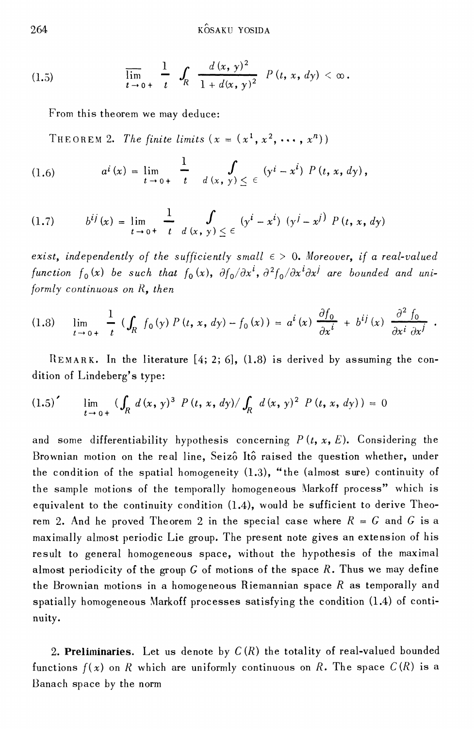$$\overline{\lim_{t \to 0+}} \frac{1}{t} \int_R \frac{d(x, y)^2}{1 + d(x, y)^2} P(t, x, dy) < \infty. \tag{1.5}$$

From this theorem we may deduce:

THEOREM 2. *The finite limits* ($x = (x^1, x^2, \cdots, x^n)$)

$$a^i(x) = \lim_{t \to 0+} \frac{1}{t} \int_{d(x, y) \leq \epsilon} (y^i - x^i) P(t, x, dy), \tag{1.6}$$

$$b^{ij}(x) = \lim_{t \to 0+} \frac{1}{t} \int_{d(x, y) \leq \epsilon} (y^i - x^i)(y^j - x^j) P(t, x, dy) \tag{1.7}$$

*exist, independently of the sufficiently small* $\epsilon > 0$. *Moreover, if a real-valued function* $f_0(x)$ *be such that* $f_0(x)$, $\partial f_0/\partial x^i$, $\partial^2 f_0/\partial x^i \partial x^j$ *are bounded and uniformly continuous on* $R$, *then*

$$\lim_{t \to 0+} \frac{1}{t} \left( \int_R f_0(y) P(t, x, dy) - f_0(x) \right) = a^i(x) \frac{\partial f_0}{\partial x^i} + b^{ij}(x) \frac{\partial^2 f_0}{\partial x^i \partial x^j}. \tag{1.8}$$

REMARK. In the literature [4; 2; 6], (1.8) is derived by assuming the condition of Lindeberg's type:

$$\lim_{t \to 0+} \left( \int_R d(x, y)^3 P(t, x, dy) / \int_R d(x, y)^2 P(t, x, dy) \right) = 0 \tag{1.5'}$$

and some differentiability hypothesis concerning $P(t, x, E)$. Considering the Brownian motion on the real line, Seizô Itô raised the question whether, under the condition of the spatial homogeneity (1.3), "the (almost sure) continuity of the sample motions of the temporally homogeneous Markoff process" which is equivalent to the continuity condition (1.4), would be sufficient to derive Theorem 2. And he proved Theorem 2 in the special case where $R = G$ and $G$ is a maximally almost periodic Lie group. The present note gives an extension of his result to general homogeneous space, without the hypothesis of the maximal almost periodicity of the group $G$ of motions of the space $R$. Thus we may define the Brownian motions in a homogeneous Riemannian space $R$ as temporally and spatially homogeneous Markoff processes satisfying the condition (1.4) of continuity.

**2. Preliminaries.** Let us denote by $C(R)$ the totality of real-valued bounded functions $f(x)$ on $R$ which are uniformly continuous on $R$. The space $C(R)$ is a Banach space by the norm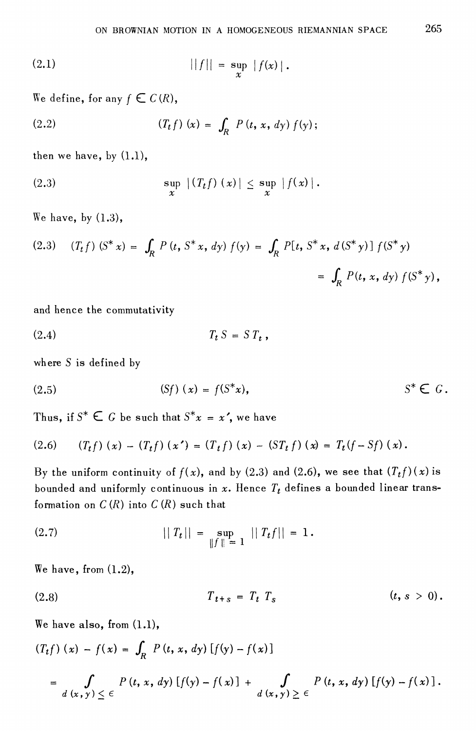$$\|f\| = \sup_x |f(x)|. \tag{2.1}$$

We define, for any $f \in C(R)$,

$$(T_t f)(x) = \int_R P(t, x, dy) f(y); \tag{2.2}$$

then we have, by (1.1),

$$\sup_x |(T_t f)(x)| \leq \sup_x |f(x)|. \tag{2.3}$$

We have, by (1.3),

$$(T_t f)(S^* x) = \int_R P(t, S^* x, dy) f(y) = \int_R P[t, S^* x, d(S^* y)] f(S^* y)$$
$$= \int_R P(t, x, dy) f(S^* y), \tag{2.3}$$

and hence the commutativity

$$T_t S = S T_t, \tag{2.4}$$

where $S$ is defined by

$$(Sf)(x) = f(S^* x), \qquad S^* \in G. \tag{2.5}$$

Thus, if $S^* \in G$ be such that $S^* x = x'$, we have

$$(T_t f)(x) - (T_t f)(x') = (T_t f)(x) - (S T_t f)(x) = T_t (f - Sf)(x). \tag{2.6}$$

By the uniform continuity of $f(x)$, and by (2.3) and (2.6), we see that $(T_t f)(x)$ is bounded and uniformly continuous in $x$. Hence $T_t$ defines a bounded linear transformation on $C(R)$ into $C(R)$ such that

$$\|T_t\| = \sup_{\|f\| = 1} \|T_t f\| = 1. \tag{2.7}$$

We have, from (1.2),

$$T_{t+s} = T_t T_s \qquad (t, s > 0). \tag{2.8}$$

We have also, from (1.1),

$$(T_t f)(x) - f(x) = \int_R P(t, x, dy)[f(y) - f(x)]$$
$$= \int_{d(x,y) \leq \epsilon} P(t, x, dy)[f(y) - f(x)] + \int_{d(x,y) \geq \epsilon} P(t, x, dy)[f(y) - f(x)].$$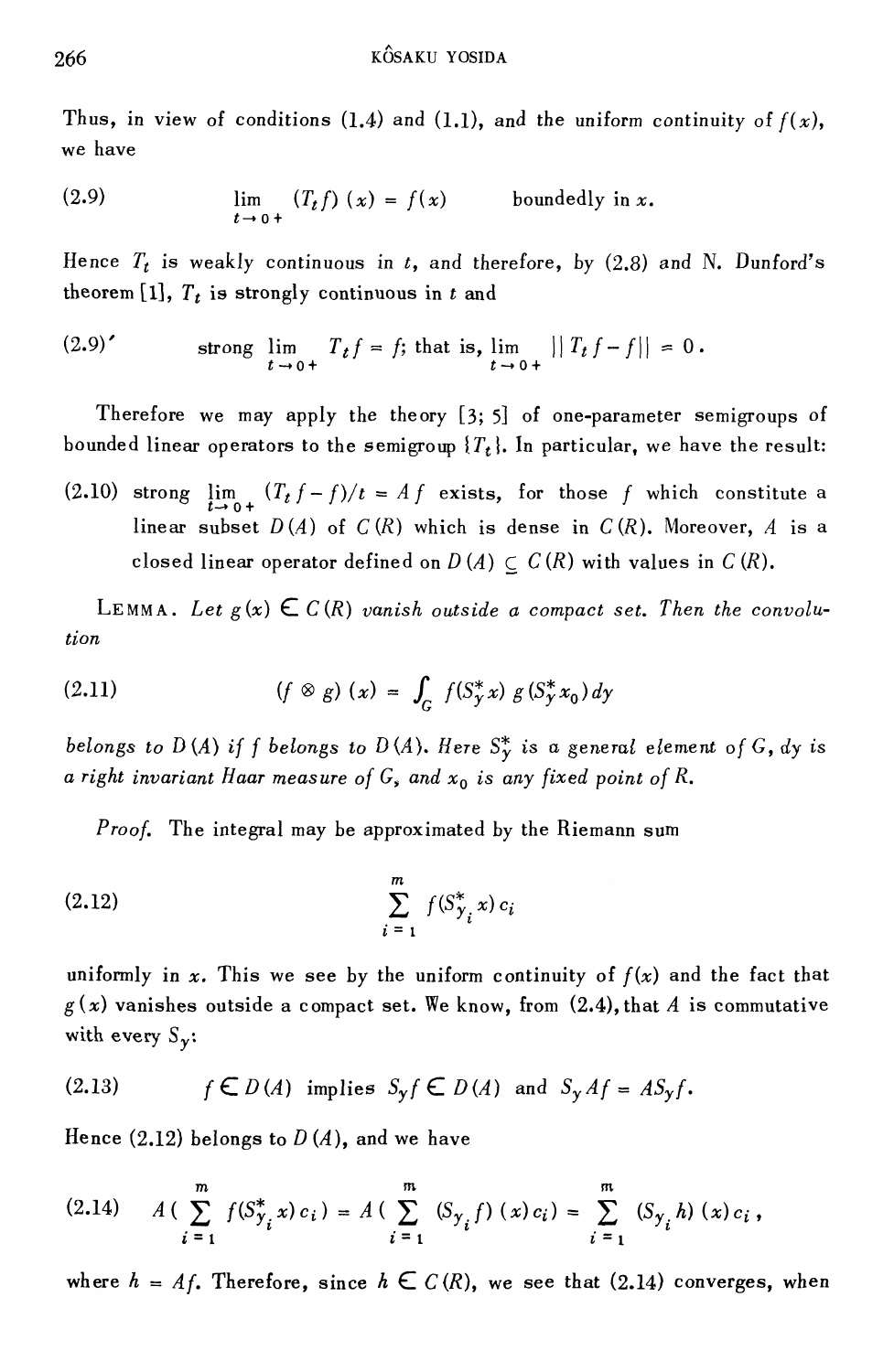Thus, in view of conditions (1.4) and (1.1), and the uniform continuity of $f(x)$, we have

$$
\lim_{t \to 0+} (T_t f)(x) = f(x) \qquad \text{boundedly in } x. \tag{2.9}
$$

Hence $T_t$ is weakly continuous in $t$, and therefore, by (2.8) and N. Dunford's theorem [1], $T_t$ is strongly continuous in $t$ and

$$
\text{strong} \lim_{t \to 0+} T_t f = f; \text{ that is, } \lim_{t \to 0+} \| T_t f - f \| = 0. \tag{2.9$'$}
$$

Therefore we may apply the theory [3; 5] of one-parameter semigroups of bounded linear operators to the semigroup $\{T_t\}$. In particular, we have the result:

(2.10) strong $\lim_{t \to 0+} (T_t f - f)/t = Af$ exists, for those $f$ which constitute a linear subset $D(A)$ of $C(R)$ which is dense in $C(R)$. Moreover, $A$ is a closed linear operator defined on $D(A) \subseteq C(R)$ with values in $C(R)$.

LEMMA. *Let $g(x) \in C(R)$ vanish outside a compact set. Then the convolution*

$$
(f \otimes g)(x) = \int_G f(S_y^* x)\, g(S_y^* x_0)\, dy \tag{2.11}
$$

*belongs to $D(A)$ if $f$ belongs to $D(A)$. Here $S_y^*$ is a general element of $G$, $dy$ is a right invariant Haar measure of $G$, and $x_0$ is any fixed point of $R$.*

*Proof.* The integral may be approximated by the Riemann sum

$$
\sum_{i=1}^{m} f(S_{y_i}^* x)\, c_i \tag{2.12}
$$

uniformly in $x$. This we see by the uniform continuity of $f(x)$ and the fact that $g(x)$ vanishes outside a compact set. We know, from (2.4), that $A$ is commutative with every $S_y$:

$$
f \in D(A) \text{ implies } S_y f \in D(A) \text{ and } S_y A f = A S_y f. \tag{2.13}
$$

Hence (2.12) belongs to $D(A)$, and we have

$$
A\Big(\sum_{i=1}^{m} f(S_{y_i}^* x)\, c_i\Big) = A\Big(\sum_{i=1}^{m} (S_{y_i} f)(x)\, c_i\Big) = \sum_{i=1}^{m} (S_{y_i} h)(x)\, c_i, \tag{2.14}
$$

where $h = Af$. Therefore, since $h \in C(R)$, we see that (2.14) converges, when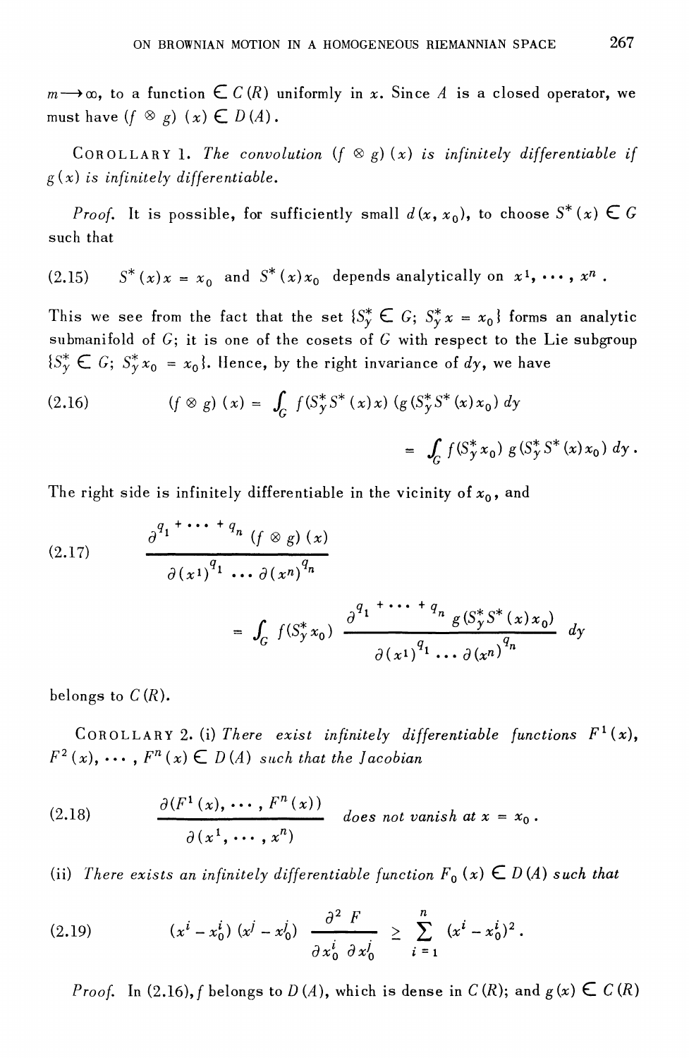$m \to \infty$, to a function $\in C(R)$ uniformly in $x$. Since $A$ is a closed operator, we must have $(f \otimes g)(x) \in D(A)$.

COROLLARY 1. *The convolution $(f \otimes g)(x)$ is infinitely differentiable if $g(x)$ is infinitely differentiable.*

*Proof.* It is possible, for sufficiently small $d(x, x_0)$, to choose $S^*(x) \in G$ such that

$$(2.15) \qquad S^*(x)x = x_0 \text{ and } S^*(x)x_0 \text{ depends analytically on } x^1, \cdots, x^n.$$

This we see from the fact that the set $\{S_y^* \in G;\ S_y^* x = x_0\}$ forms an analytic submanifold of $G$; it is one of the cosets of $G$ with respect to the Lie subgroup $\{S_y^* \in G;\ S_y^* x_0 = x_0\}$. Hence, by the right invariance of $dy$, we have

$$(2.16) \qquad (f \otimes g)(x) = \int_G f(S_y^* S^*(x)x)\,(g(S_y^* S^*(x)x_0)\,dy$$
$$= \int_G f(S_y^* x_0)\, g(S_y^* S^*(x)x_0)\,dy.$$

The right side is infinitely differentiable in the vicinity of $x_0$, and

$$(2.17) \qquad \frac{\partial^{q_1 + \cdots + q_n} (f \otimes g)(x)}{\partial (x^1)^{q_1} \cdots \partial (x^n)^{q_n}} = \int_G f(S_y^* x_0)\, \frac{\partial^{q_1 + \cdots + q_n} g(S_y^* S^*(x)x_0)}{\partial (x^1)^{q_1} \cdots \partial (x^n)^{q_n}}\, dy$$

belongs to $C(R)$.

COROLLARY 2. (i) *There exist infinitely differentiable functions $F^1(x)$, $F^2(x), \cdots, F^n(x) \in D(A)$ such that the Jacobian*

$$(2.18) \qquad \frac{\partial(F^1(x), \cdots, F^n(x))}{\partial(x^1, \cdots, x^n)} \quad \textit{does not vanish at } x = x_0.$$

(ii) *There exists an infinitely differentiable function $F_0(x) \in D(A)$ such that*

$$(2.19) \qquad (x^i - x_0^i)(x^j - x_0^j)\, \frac{\partial^2 F}{\partial x_0^i\, \partial x_0^j} \geq \sum_{i=1}^{n} (x^i - x_0^i)^2.$$

*Proof.* In (2.16), $f$ belongs to $D(A)$, which is dense in $C(R)$; and $g(x) \in C(R)$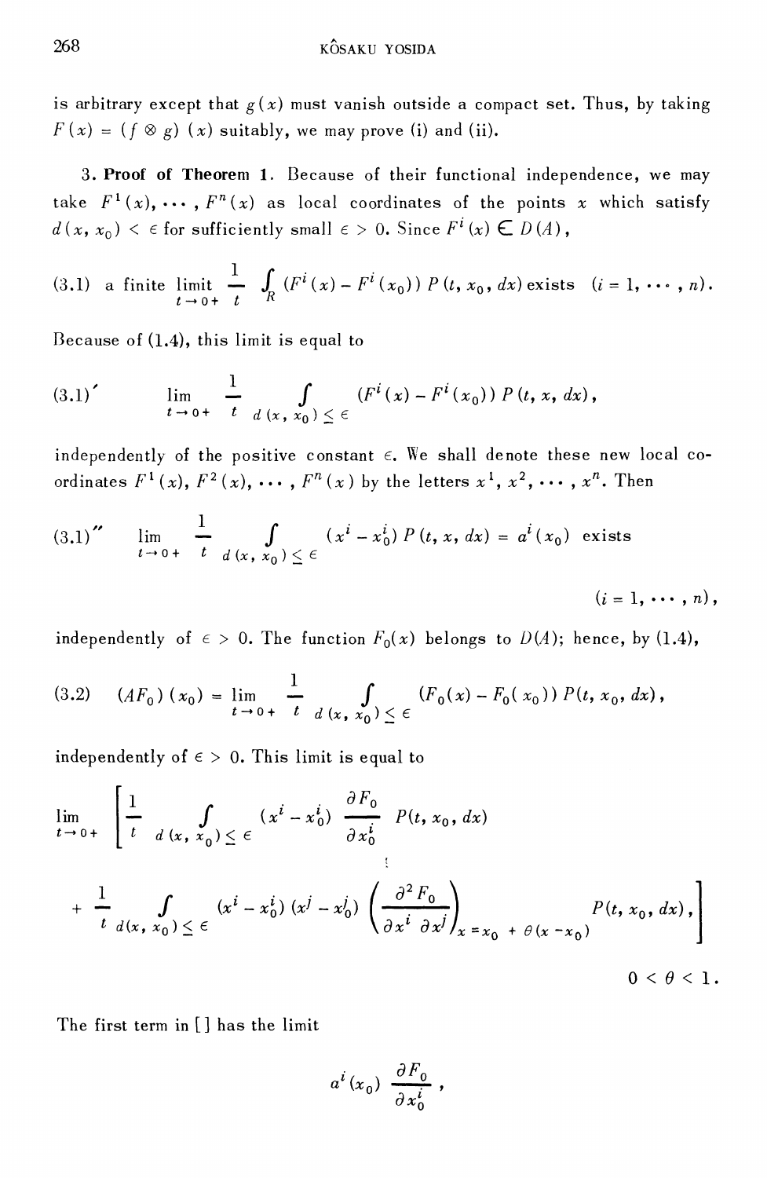is arbitrary except that $g(x)$ must vanish outside a compact set. Thus, by taking $F(x) = (f \otimes g)(x)$ suitably, we may prove (i) and (ii).

**3. Proof of Theorem 1.** Because of their functional independence, we may take $F^1(x), \cdots, F^n(x)$ as local coordinates of the points $x$ which satisfy $d(x, x_0) < \epsilon$ for sufficiently small $\epsilon > 0$. Since $F^i(x) \in D(A)$,

$$\text{(3.1)} \quad \text{a finite limit } \lim_{t \to 0+} \frac{1}{t} \int_R (F^i(x) - F^i(x_0)) P(t, x_0, dx) \text{ exists} \quad (i = 1, \cdots, n).$$

Because of (1.4), this limit is equal to

$$\text{(3.1)}' \qquad \lim_{t \to 0+} \frac{1}{t} \int_{d(x, x_0) \leq \epsilon} (F^i(x) - F^i(x_0)) P(t, x, dx),$$

independently of the positive constant $\epsilon$. We shall denote these new local coordinates $F^1(x), F^2(x), \cdots, F^n(x)$ by the letters $x^1, x^2, \cdots, x^n$. Then

$$\text{(3.1)}'' \qquad \lim_{t \to 0+} \frac{1}{t} \int_{d(x, x_0) \leq \epsilon} (x^i - x_0^i) P(t, x, dx) = a^i(x_0) \text{ exists} \qquad (i = 1, \cdots, n),$$

independently of $\epsilon > 0$. The function $F_0(x)$ belongs to $D(A)$; hence, by (1.4),

$$\text{(3.2)} \qquad (AF_0)(x_0) = \lim_{t \to 0+} \frac{1}{t} \int_{d(x, x_0) \leq \epsilon} (F_0(x) - F_0(x_0)) P(t, x_0, dx),$$

independently of $\epsilon > 0$. This limit is equal to

$$\lim_{t \to 0+} \left[ \frac{1}{t} \int_{d(x, x_0) \leq \epsilon} (x^i - x_0^i) \frac{\partial F_0}{\partial x_0^i} P(t, x_0, dx) + \frac{1}{t} \int_{d(x, x_0) \leq \epsilon} (x^i - x_0^i)(x^j - x_0^j) \left( \frac{\partial^2 F_0}{\partial x^i \partial x^j} \right)_{x = x_0 + \theta(x - x_0)} P(t, x_0, dx), \right]$$

$$0 < \theta < 1.$$

The first term in [ ] has the limit

$$a^i(x_0) \frac{\partial F_0}{\partial x_0^i},$$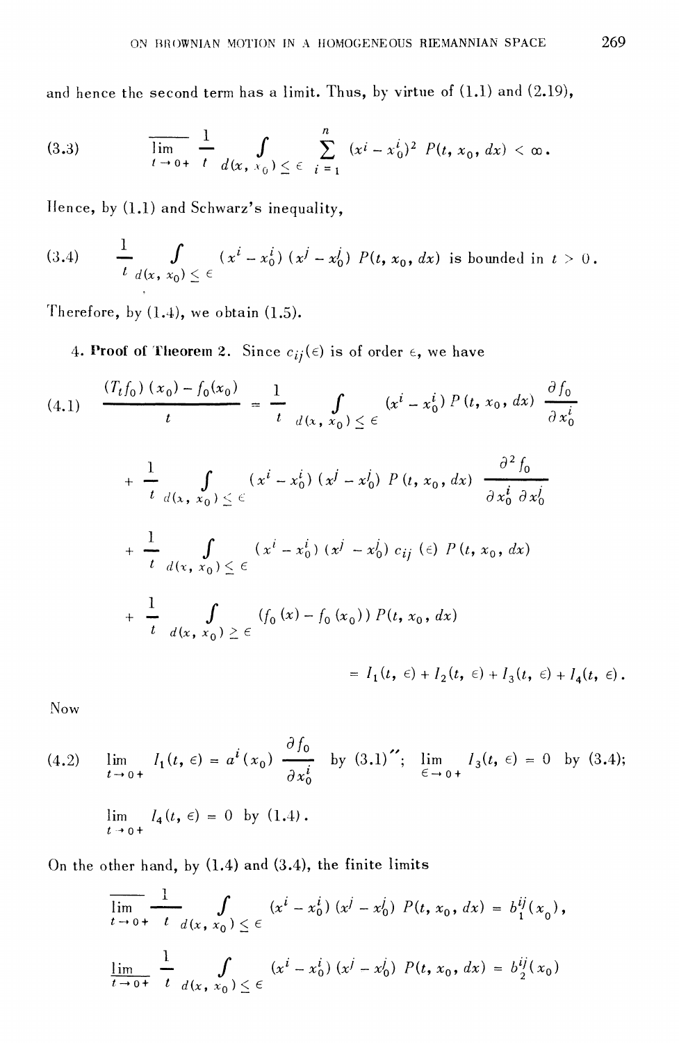and hence the second term has a limit. Thus, by virtue of (1.1) and (2.19),

$$\overline{\lim_{t \to 0+}} \frac{1}{t} \int_{d(x, x_0) \leq \epsilon} \sum_{i=1}^{n} (x^i - x_0^i)^2 \, P(t, x_0, dx) < \infty. \tag{3.3}$$

Hence, by (1.1) and Schwarz's inequality,

$$\frac{1}{t} \int_{d(x, x_0) \leq \epsilon} (x^i - x_0^i)(x^j - x_0^j) \, P(t, x_0, dx) \text{ is bounded in } t > 0. \tag{3.4}$$

Therefore, by (1.4), we obtain (1.5).

**4. Proof of Theorem 2.** Since $c_{ij}(\epsilon)$ is of order $\epsilon$, we have

$$\begin{aligned}
\frac{(T_t f_0)(x_0) - f_0(x_0)}{t} &= \frac{1}{t} \int_{d(x, x_0) \leq \epsilon} (x^i - x_0^i) \, P(t, x_0, dx) \frac{\partial f_0}{\partial x_0^i} \\
&+ \frac{1}{t} \int_{d(x, x_0) \leq \epsilon} (x^i - x_0^i)(x^j - x_0^j) \, P(t, x_0, dx) \frac{\partial^2 f_0}{\partial x_0^i \partial x_0^j} \\
&+ \frac{1}{t} \int_{d(x, x_0) \leq \epsilon} (x^i - x_0^i)(x^j - x_0^j) \, c_{ij}(\epsilon) \, P(t, x_0, dx) \\
&+ \frac{1}{t} \int_{d(x, x_0) \geq \epsilon} (f_0(x) - f_0(x_0)) \, P(t, x_0, dx) \\
&= I_1(t, \epsilon) + I_2(t, \epsilon) + I_3(t, \epsilon) + I_4(t, \epsilon).
\end{aligned} \tag{4.1}$$

Now

$$\lim_{t \to 0+} I_1(t, \epsilon) = a^i(x_0) \frac{\partial f_0}{\partial x_0^i} \text{ by } (3.1)''; \quad \lim_{\epsilon \to 0+} I_3(t, \epsilon) = 0 \text{ by } (3.4); \tag{4.2}$$

$$\lim_{t \to 0+} I_4(t, \epsilon) = 0 \text{ by } (1.4).$$

On the other hand, by (1.4) and (3.4), the finite limits

$$\overline{\lim_{t \to 0+}} \frac{1}{t} \int_{d(x, x_0) \leq \epsilon} (x^i - x_0^i)(x^j - x_0^j) \, P(t, x_0, dx) = b_1^{ij}(x_0),$$

$$\underline{\lim_{t \to 0+}} \frac{1}{t} \int_{d(x, x_0) \leq \epsilon} (x^i - x_0^i)(x^j - x_0^j) \, P(t, x_0, dx) = b_2^{ij}(x_0)$$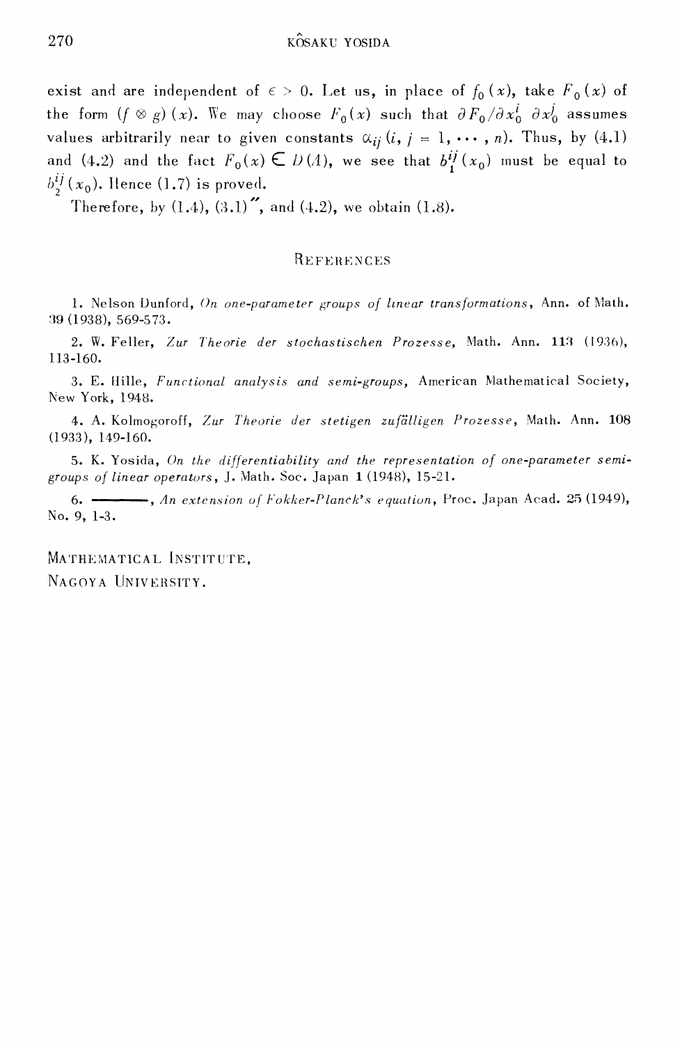exist and are independent of $\epsilon > 0$. Let us, in place of $f_0(x)$, take $F_0(x)$ of the form $(f \otimes g)(x)$. We may choose $F_0(x)$ such that $\partial F_0/\partial x_0^i \ \partial x_0^j$ assumes values arbitrarily near to given constants $\alpha_{ij}$ $(i, j = 1, \cdots, n)$. Thus, by (4.1) and (4.2) and the fact $F_0(x) \in D(A)$, we see that $b_1^{ij}(x_0)$ must be equal to $b_2^{ij}(x_0)$. Hence (1.7) is proved.

Therefore, by (1.4), (3.1)$''$, and (4.2), we obtain (1.8).

## References

1. Nelson Dunford, *On one-parameter groups of linear transformations*, Ann. of Math. 39 (1938), 569-573.

2. W. Feller, *Zur Theorie der stochastischen Prozesse*, Math. Ann. **113** (1936), 113-160.

3. E. Hille, *Functional analysis and semi-groups*, American Mathematical Society, New York, 1948.

4. A. Kolmogoroff, *Zur Theorie der stetigen zufälligen Prozesse*, Math. Ann. **108** (1933), 149-160.

5. K. Yosida, *On the differentiability and the representation of one-parameter semi-groups of linear operators*, J. Math. Soc. Japan **1** (1948), 15-21.

6. ———, *An extension of Fokker-Planck's equation*, Proc. Japan Acad. 25 (1949), No. 9, 1-3.

Mathematical Institute,
Nagoya University.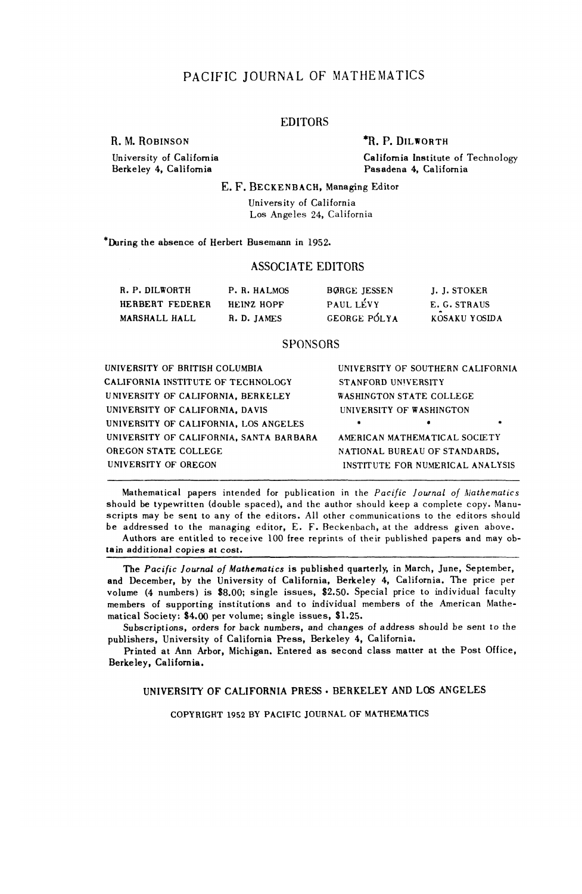# PACIFIC JOURNAL OF MATHEMATICS

## EDITORS

**R. M. ROBINSON**
University of California
Berkeley 4, California

**\*R. P. DILWORTH**
California Institute of Technology
Pasadena 4, California

**E. F. BECKENBACH, Managing Editor**
University of California
Los Angeles 24, California

\*During the absence of Herbert Busemann in 1952.

## ASSOCIATE EDITORS

| | | | |
|---|---|---|---|
| R. P. DILWORTH | P. R. HALMOS | BØRGE JESSEN | J. J. STOKER |
| HERBERT FEDERER | HEINZ HOPF | PAUL LÉVY | E. G. STRAUS |
| MARSHALL HALL | R. D. JAMES | GEORGE PÓLYA | KÔSAKU YOSIDA |

## SPONSORS

UNIVERSITY OF BRITISH COLUMBIA
CALIFORNIA INSTITUTE OF TECHNOLOGY
UNIVERSITY OF CALIFORNIA, BERKELEY
UNIVERSITY OF CALIFORNIA, DAVIS
UNIVERSITY OF CALIFORNIA, LOS ANGELES
UNIVERSITY OF CALIFORNIA, SANTA BARBARA
OREGON STATE COLLEGE
UNIVERSITY OF OREGON
UNIVERSITY OF SOUTHERN CALIFORNIA
STANFORD UNIVERSITY
WASHINGTON STATE COLLEGE
UNIVERSITY OF WASHINGTON
\* \* \*
AMERICAN MATHEMATICAL SOCIETY
NATIONAL BUREAU OF STANDARDS, INSTITUTE FOR NUMERICAL ANALYSIS

---

Mathematical papers intended for publication in the *Pacific Journal of Mathematics* should be typewritten (double spaced), and the author should keep a complete copy. Manuscripts may be sent to any of the editors. All other communications to the editors should be addressed to the managing editor, E. F. Beckenbach, at the address given above.

Authors are entitled to receive 100 free reprints of their published papers and may obtain additional copies at cost.

---

The *Pacific Journal of Mathematics* is published quarterly, in March, June, September, and December, by the University of California, Berkeley 4, California. The price per volume (4 numbers) is $8.00; single issues, $2.50. Special price to individual faculty members of supporting institutions and to individual members of the American Mathematical Society: $4.00 per volume; single issues, $1.25.

Subscriptions, orders for back numbers, and changes of address should be sent to the publishers, University of California Press, Berkeley 4, California.

Printed at Ann Arbor, Michigan. Entered as second class matter at the Post Office, Berkeley, California.

UNIVERSITY OF CALIFORNIA PRESS · BERKELEY AND LOS ANGELES

COPYRIGHT 1952 BY PACIFIC JOURNAL OF MATHEMATICS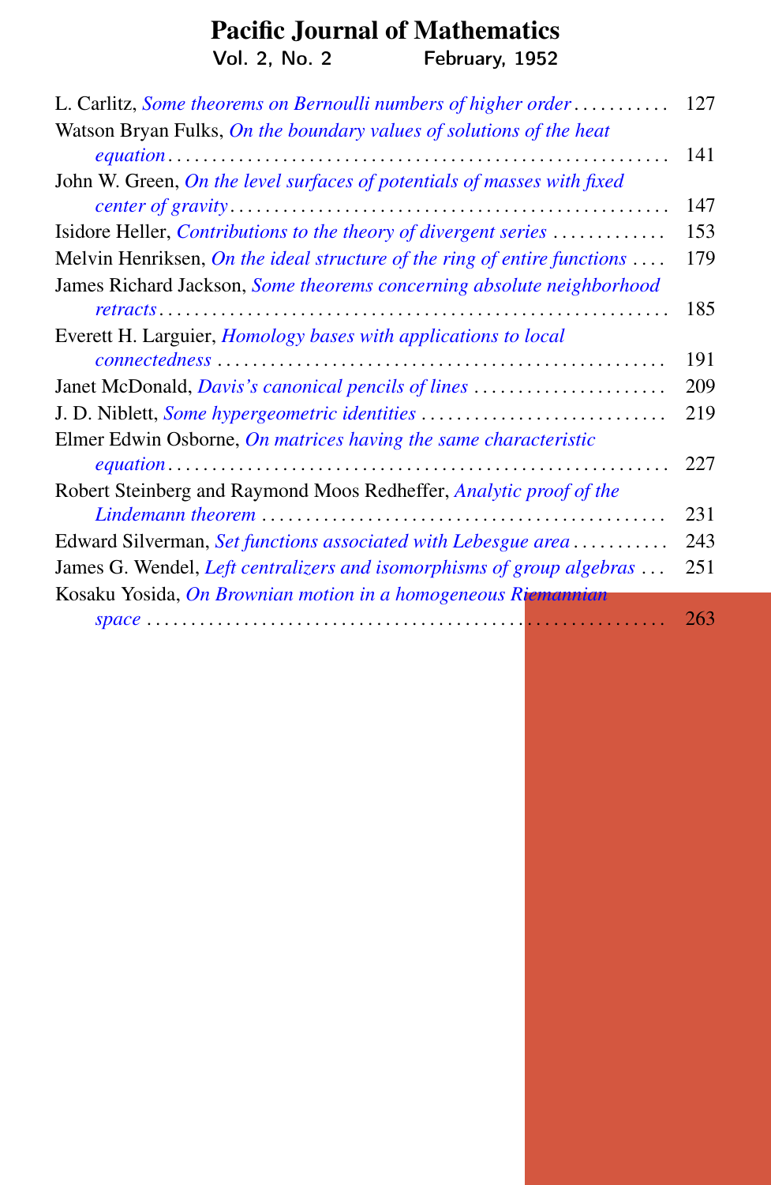# Pacific Journal of Mathematics

Vol. 2, No. 2 February, 1952

L. Carlitz, *Some theorems on Bernoulli numbers of higher order* . . . . . . . . . . . 127

Watson Bryan Fulks, *On the boundary values of solutions of the heat equation* . . . . . . . . . . . 141

John W. Green, *On the level surfaces of potentials of masses with fixed center of gravity* . . . . . . . . . . . 147

Isidore Heller, *Contributions to the theory of divergent series* . . . . . . . . . . . 153

Melvin Henriksen, *On the ideal structure of the ring of entire functions* . . . . 179

James Richard Jackson, *Some theorems concerning absolute neighborhood retracts* . . . . . . . . . . . 185

Everett H. Larguier, *Homology bases with applications to local connectedness* . . . . . . . . . . . 191

Janet McDonald, *Davis's canonical pencils of lines* . . . . . . . . . . . 209

J. D. Niblett, *Some hypergeometric identities* . . . . . . . . . . . 219

Elmer Edwin Osborne, *On matrices having the same characteristic equation* . . . . . . . . . . . 227

Robert Steinberg and Raymond Moos Redheffer, *Analytic proof of the Lindemann theorem* . . . . . . . . . . . 231

Edward Silverman, *Set functions associated with Lebesgue area* . . . . . . . . . . . 243

James G. Wendel, *Left centralizers and isomorphisms of group algebras* . . . 251

Kosaku Yosida, *On Brownian motion in a homogeneous Riemannian space* . . . . . . . . . . . 263